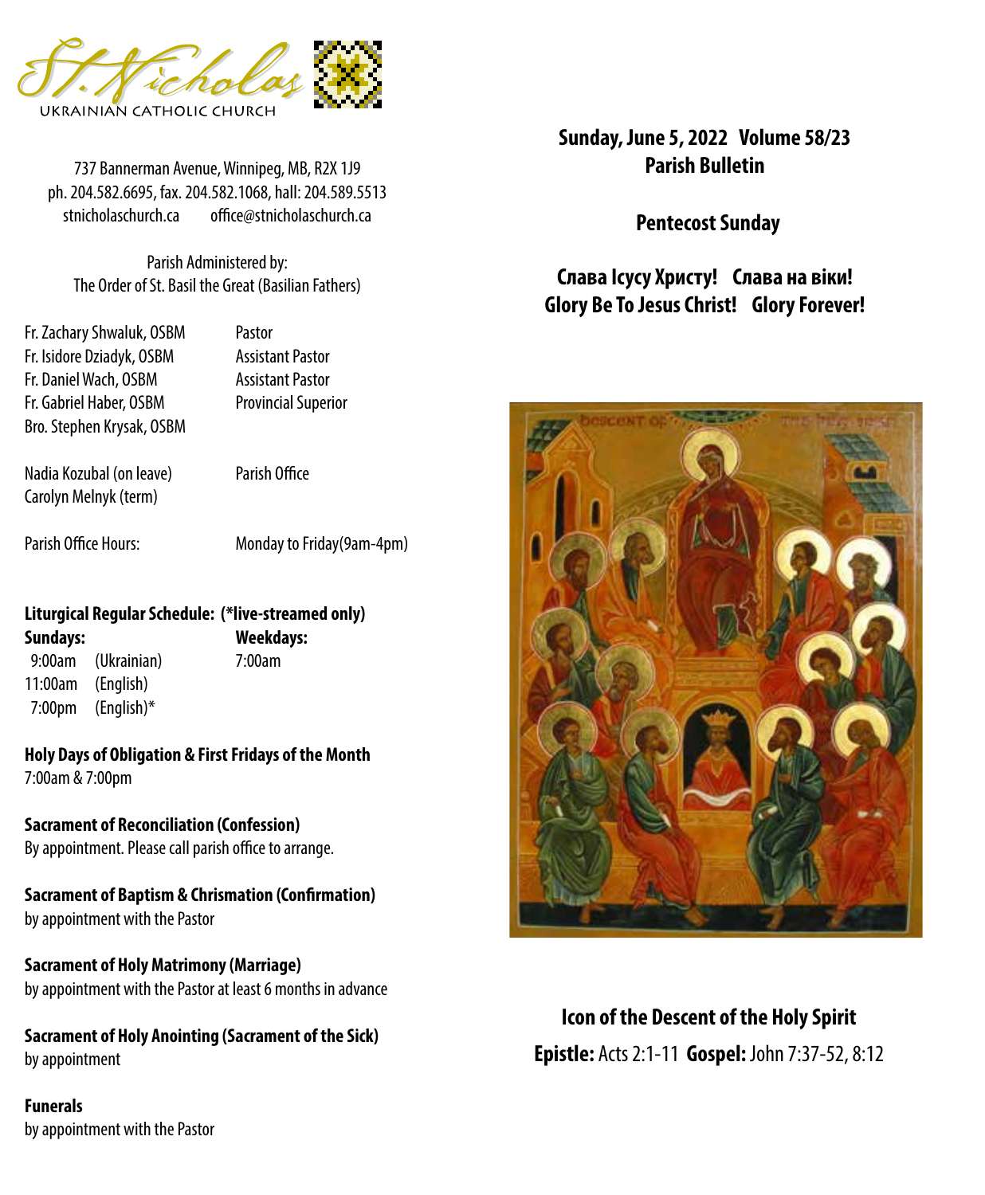# St. Nicholas

UKRAINIAN CATHOLIC CHURCH

737 Bannerman Avenue, Winnipeg, MB, R2X 1J9
ph. 204.582.6695, fax. 204.582.1068, hall: 204.589.5513
stnicholaschurch.ca    office@stnicholaschurch.ca

Parish Administered by:
The Order of St. Basil the Great (Basilian Fathers)

| | |
|---|---|
| Fr. Zachary Shwaluk, OSBM | Pastor |
| Fr. Isidore Dziadyk, OSBM | Assistant Pastor |
| Fr. Daniel Wach, OSBM | Assistant Pastor |
| Fr. Gabriel Haber, OSBM | Provincial Superior |
| Bro. Stephen Krysak, OSBM | |
| Nadia Kozubal (on leave) | Parish Office |
| Carolyn Melnyk (term) | |
| Parish Office Hours: | Monday to Friday(9am-4pm) |

**Liturgical Regular Schedule: (*live-streamed only)**

**Sundays:**
9:00am (Ukrainian)
11:00am (English)
7:00pm (English)*

**Weekdays:**
7:00am

**Holy Days of Obligation & First Fridays of the Month**
7:00am & 7:00pm

**Sacrament of Reconciliation (Confession)**
By appointment. Please call parish office to arrange.

**Sacrament of Baptism & Chrismation (Confirmation)**
by appointment with the Pastor

**Sacrament of Holy Matrimony (Marriage)**
by appointment with the Pastor at least 6 months in advance

**Sacrament of Holy Anointing (Sacrament of the Sick)**
by appointment

**Funerals**
by appointment with the Pastor

## Sunday, June 5, 2022 Volume 58/23
## Parish Bulletin

## Pentecost Sunday

## Слава Ісусу Христу! Слава на віки!
## Glory Be To Jesus Christ! Glory Forever!

**Icon of the Descent of the Holy Spirit**

**Epistle:** Acts 2:1-11 **Gospel:** John 7:37-52, 8:12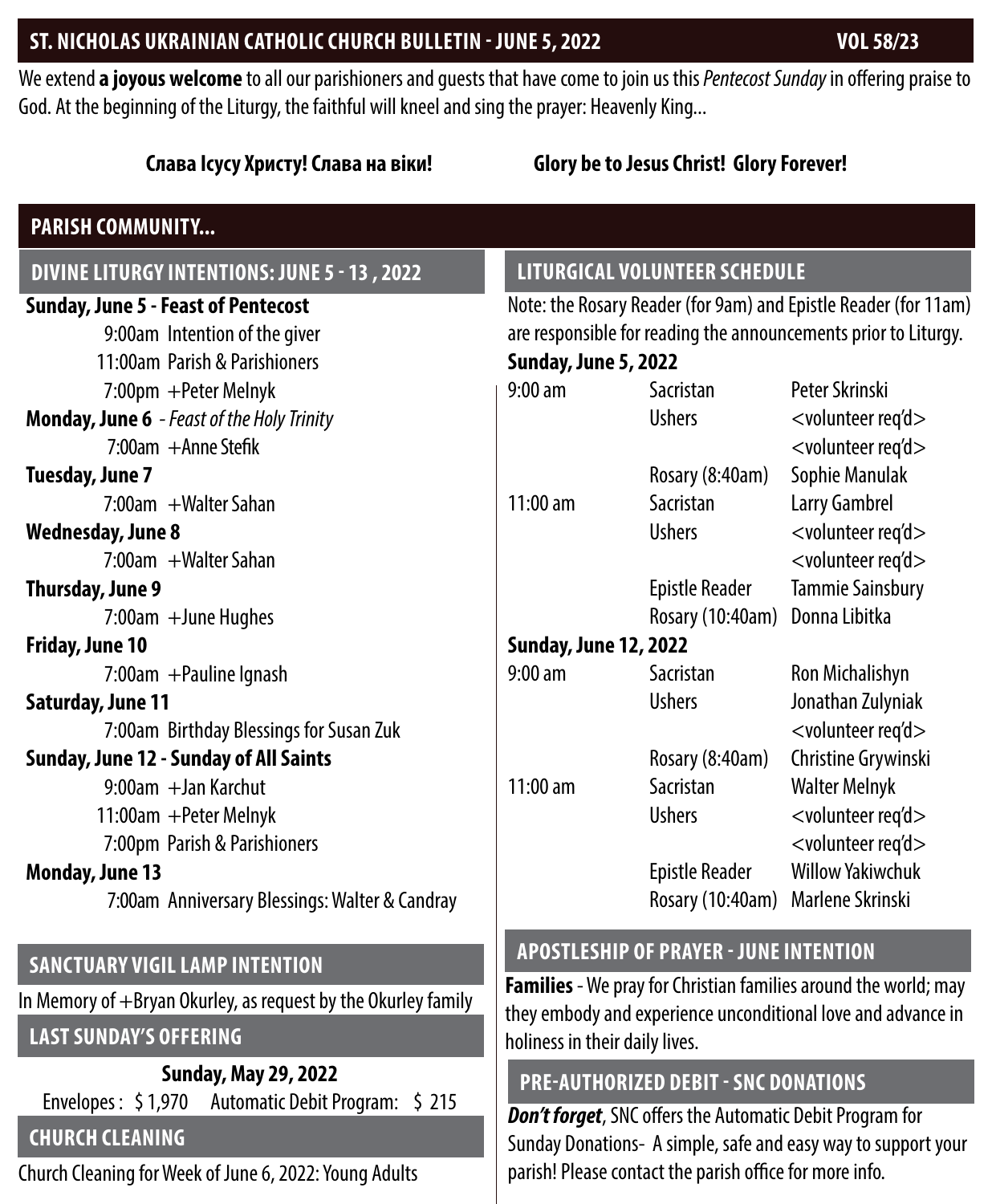# ST. NICHOLAS UKRAINIAN CATHOLIC CHURCH BULLETIN - JUNE 5, 2022 VOL 58/23

We extend **a joyous welcome** to all our parishioners and guests that have come to join us this *Pentecost Sunday* in offering praise to God. At the beginning of the Liturgy, the faithful will kneel and sing the prayer: Heavenly King...

**Слава Ісусу Христу! Слава на віки!** **Glory be to Jesus Christ! Glory Forever!**

## PARISH COMMUNITY...

### DIVINE LITURGY INTENTIONS: JUNE 5 - 13 , 2022

**Sunday, June 5 - Feast of Pentecost**
- 9:00am Intention of the giver
- 11:00am Parish & Parishioners
- 7:00pm +Peter Melnyk

**Monday, June 6** - *Feast of the Holy Trinity*
- 7:00am +Anne Stefik

**Tuesday, June 7**
- 7:00am +Walter Sahan

**Wednesday, June 8**
- 7:00am +Walter Sahan

**Thursday, June 9**
- 7:00am +June Hughes

**Friday, June 10**
- 7:00am +Pauline Ignash

**Saturday, June 11**
- 7:00am Birthday Blessings for Susan Zuk

**Sunday, June 12 - Sunday of All Saints**
- 9:00am +Jan Karchut
- 11:00am +Peter Melnyk
- 7:00pm Parish & Parishioners

**Monday, June 13**
- 7:00am Anniversary Blessings: Walter & Candray

### SANCTUARY VIGIL LAMP INTENTION

In Memory of +Bryan Okurley, as request by the Okurley family

### LAST SUNDAY'S OFFERING

**Sunday, May 29, 2022**

Envelopes : $ 1,970 Automatic Debit Program: $ 215

### CHURCH CLEANING

Church Cleaning for Week of June 6, 2022: Young Adults

### LITURGICAL VOLUNTEER SCHEDULE

Note: the Rosary Reader (for 9am) and Epistle Reader (for 11am) are responsible for reading the announcements prior to Liturgy.

**Sunday, June 5, 2022**

| | | |
|---|---|---|
| 9:00 am | Sacristan | Peter Skrinski |
| | Ushers | <volunteer req'd> |
| | | <volunteer req'd> |
| | Rosary (8:40am) | Sophie Manulak |
| 11:00 am | Sacristan | Larry Gambrel |
| | Ushers | <volunteer req'd> |
| | | <volunteer req'd> |
| | Epistle Reader | Tammie Sainsbury |
| | Rosary (10:40am) | Donna Libitka |

**Sunday, June 12, 2022**

| | | |
|---|---|---|
| 9:00 am | Sacristan | Ron Michalishyn |
| | Ushers | Jonathan Zulyniak |
| | | <volunteer req'd> |
| | Rosary (8:40am) | Christine Grywinski |
| 11:00 am | Sacristan | Walter Melnyk |
| | Ushers | <volunteer req'd> |
| | | <volunteer req'd> |
| | Epistle Reader | Willow Yakiwchuk |
| | Rosary (10:40am) | Marlene Skrinski |

### APOSTLESHIP OF PRAYER - JUNE INTENTION

**Families** - We pray for Christian families around the world; may they embody and experience unconditional love and advance in holiness in their daily lives.

### PRE-AUTHORIZED DEBIT - SNC DONATIONS

***Don't forget***, SNC offers the Automatic Debit Program for Sunday Donations- A simple, safe and easy way to support your parish! Please contact the parish office for more info.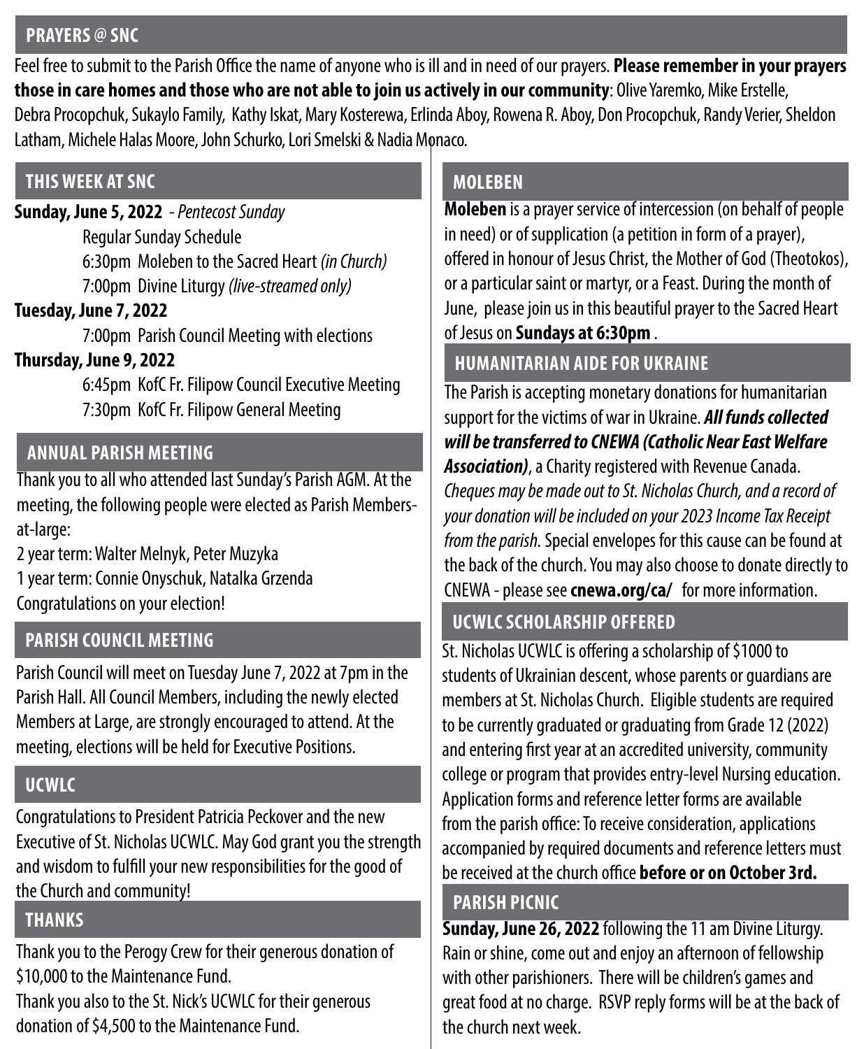## PRAYERS @ SNC

Feel free to submit to the Parish Office the name of anyone who is ill and in need of our prayers. **Please remember in your prayers those in care homes and those who are not able to join us actively in our community**: Olive Yaremko, Mike Erstelle, Debra Procopchuk, Sukaylo Family, Kathy Iskat, Mary Kosterewa, Erlinda Aboy, Rowena R. Aboy, Don Procopchuk, Randy Verier, Sheldon Latham, Michele Halas Moore, John Schurko, Lori Smelski & Nadia Monaco.

## THIS WEEK AT SNC

**Sunday, June 5, 2022** - *Pentecost Sunday*

Regular Sunday Schedule

6:30pm Moleben to the Sacred Heart *(in Church)*

7:00pm Divine Liturgy *(live-streamed only)*

**Tuesday, June 7, 2022**

7:00pm Parish Council Meeting with elections

**Thursday, June 9, 2022**

6:45pm KofC Fr. Filipow Council Executive Meeting

7:30pm KofC Fr. Filipow General Meeting

## ANNUAL PARISH MEETING

Thank you to all who attended last Sunday's Parish AGM. At the meeting, the following people were elected as Parish Members-at-large:

2 year term: Walter Melnyk, Peter Muzyka

1 year term: Connie Onyschuk, Natalka Grzenda

Congratulations on your election!

## PARISH COUNCIL MEETING

Parish Council will meet on Tuesday June 7, 2022 at 7pm in the Parish Hall. All Council Members, including the newly elected Members at Large, are strongly encouraged to attend. At the meeting, elections will be held for Executive Positions.

## UCWLC

Congratulations to President Patricia Peckover and the new Executive of St. Nicholas UCWLC. May God grant you the strength and wisdom to fulfill your new responsibilities for the good of the Church and community!

## THANKS

Thank you to the Perogy Crew for their generous donation of $10,000 to the Maintenance Fund.

Thank you also to the St. Nick's UCWLC for their generous donation of $4,500 to the Maintenance Fund.

## MOLEBEN

**Moleben** is a prayer service of intercession (on behalf of people in need) or of supplication (a petition in form of a prayer), offered in honour of Jesus Christ, the Mother of God (Theotokos), or a particular saint or martyr, or a Feast. During the month of June, please join us in this beautiful prayer to the Sacred Heart of Jesus on **Sundays at 6:30pm** .

## HUMANITARIAN AIDE FOR UKRAINE

The Parish is accepting monetary donations for humanitarian support for the victims of war in Ukraine. ***All funds collected will be transferred to CNEWA (Catholic Near East Welfare Association)***, a Charity registered with Revenue Canada. *Cheques may be made out to St. Nicholas Church, and a record of your donation will be included on your 2023 Income Tax Receipt from the parish.* Special envelopes for this cause can be found at the back of the church. You may also choose to donate directly to CNEWA - please see **cnewa.org/ca/** for more information.

## UCWLC SCHOLARSHIP OFFERED

St. Nicholas UCWLC is offering a scholarship of $1000 to students of Ukrainian descent, whose parents or guardians are members at St. Nicholas Church. Eligible students are required to be currently graduated or graduating from Grade 12 (2022) and entering first year at an accredited university, community college or program that provides entry-level Nursing education. Application forms and reference letter forms are available from the parish office: To receive consideration, applications accompanied by required documents and reference letters must be received at the church office **before or on October 3rd.**

## PARISH PICNIC

**Sunday, June 26, 2022** following the 11 am Divine Liturgy. Rain or shine, come out and enjoy an afternoon of fellowship with other parishioners. There will be children's games and great food at no charge. RSVP reply forms will be at the back of the church next week.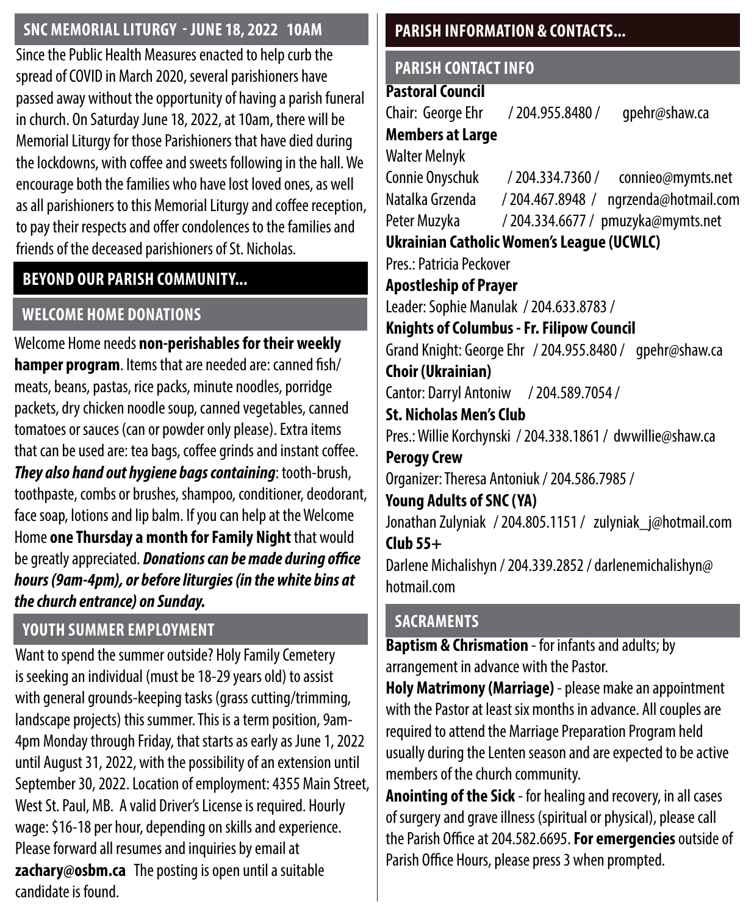## SNC MEMORIAL LITURGY - JUNE 18, 2022 10AM

Since the Public Health Measures enacted to help curb the spread of COVID in March 2020, several parishioners have passed away without the opportunity of having a parish funeral in church. On Saturday June 18, 2022, at 10am, there will be Memorial Liturgy for those Parishioners that have died during the lockdowns, with coffee and sweets following in the hall. We encourage both the families who have lost loved ones, as well as all parishioners to this Memorial Liturgy and coffee reception, to pay their respects and offer condolences to the families and friends of the deceased parishioners of St. Nicholas.

## BEYOND OUR PARISH COMMUNITY...

### WELCOME HOME DONATIONS

Welcome Home needs **non-perishables for their weekly hamper program**. Items that are needed are: canned fish/meats, beans, pastas, rice packs, minute noodles, porridge packets, dry chicken noodle soup, canned vegetables, canned tomatoes or sauces (can or powder only please). Extra items that can be used are: tea bags, coffee grinds and instant coffee. ***They also hand out hygiene bags containing***: tooth-brush, toothpaste, combs or brushes, shampoo, conditioner, deodorant, face soap, lotions and lip balm. If you can help at the Welcome Home **one Thursday a month for Family Night** that would be greatly appreciated. ***Donations can be made during office hours (9am-4pm), or before liturgies (in the white bins at the church entrance) on Sunday.***

### YOUTH SUMMER EMPLOYMENT

Want to spend the summer outside? Holy Family Cemetery is seeking an individual (must be 18-29 years old) to assist with general grounds-keeping tasks (grass cutting/trimming, landscape projects) this summer. This is a term position, 9am-4pm Monday through Friday, that starts as early as June 1, 2022 until August 31, 2022, with the possibility of an extension until September 30, 2022. Location of employment: 4355 Main Street, West St. Paul, MB. A valid Driver's License is required. Hourly wage: $16-18 per hour, depending on skills and experience. Please forward all resumes and inquiries by email at **zachary@osbm.ca** The posting is open until a suitable candidate is found.

## PARISH INFORMATION & CONTACTS...

### PARISH CONTACT INFO

**Pastoral Council**
Chair: George Ehr / 204.955.8480 / gpehr@shaw.ca

**Members at Large**
Walter Melnyk
Connie Onyschuk / 204.334.7360 / connieo@mymts.net
Natalka Grzenda / 204.467.8948 / ngrzenda@hotmail.com
Peter Muzyka / 204.334.6677 / pmuzyka@mymts.net

**Ukrainian Catholic Women's League (UCWLC)**
Pres.: Patricia Peckover

**Apostleship of Prayer**
Leader: Sophie Manulak / 204.633.8783 /

**Knights of Columbus - Fr. Filipow Council**
Grand Knight: George Ehr / 204.955.8480 / gpehr@shaw.ca

**Choir (Ukrainian)**
Cantor: Darryl Antoniw / 204.589.7054 /

**St. Nicholas Men's Club**
Pres.: Willie Korchynski / 204.338.1861 / dwwillie@shaw.ca

**Perogy Crew**
Organizer: Theresa Antoniuk / 204.586.7985 /

**Young Adults of SNC (YA)**
Jonathan Zulyniak / 204.805.1151 / zulyniak_j@hotmail.com

**Club 55+**
Darlene Michalishyn / 204.339.2852 / darlenemichalishyn@hotmail.com

### SACRAMENTS

**Baptism & Chrismation** - for infants and adults; by arrangement in advance with the Pastor.

**Holy Matrimony (Marriage)** - please make an appointment with the Pastor at least six months in advance. All couples are required to attend the Marriage Preparation Program held usually during the Lenten season and are expected to be active members of the church community.

**Anointing of the Sick** - for healing and recovery, in all cases of surgery and grave illness (spiritual or physical), please call the Parish Office at 204.582.6695. **For emergencies** outside of Parish Office Hours, please press 3 when prompted.